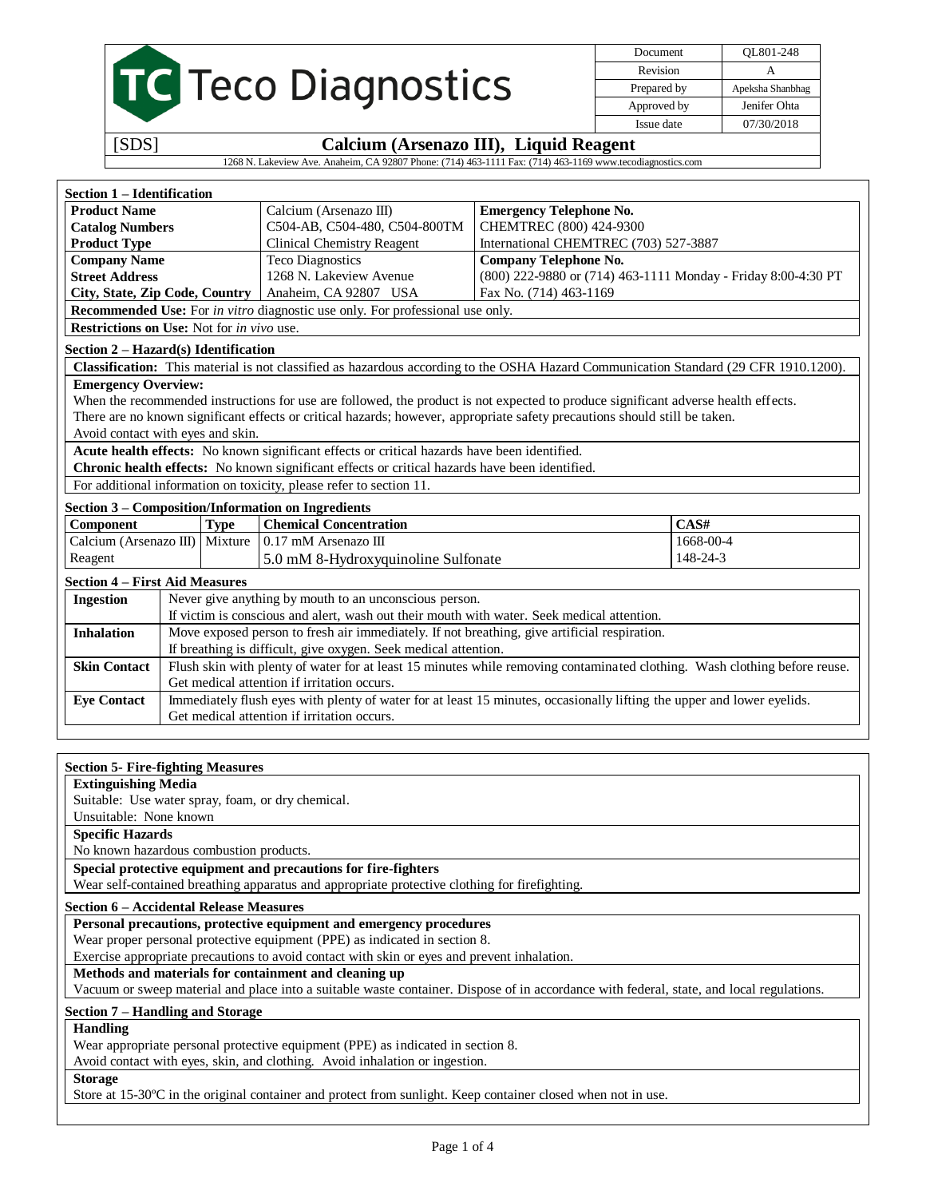# Teco Diagnostics

| Document | QL801-248 |
| --- | --- |
| Revision | A |
| Prepared by | Apeksha Shanbhag |
| Approved by | Jenifer Ohta |
| Issue date | 07/30/2018 |

[SDS] **Calcium (Arsenazo III), Liquid Reagent**

1268 N. Lakeview Ave. Anaheim, CA 92807 Phone: (714) 463-1111 Fax: (714) 463-1169 www.tecodiagnostics.com

## Section 1 – Identification

| **Product Name** | Calcium (Arsenazo III) | **Emergency Telephone No.** |
| --- | --- | --- |
| **Catalog Numbers** | C504-AB, C504-480, C504-800TM | CHEMTREC (800) 424-9300 |
| **Product Type** | Clinical Chemistry Reagent | International CHEMTREC (703) 527-3887 |
| **Company Name** | Teco Diagnostics | **Company Telephone No.** |
| **Street Address** | 1268 N. Lakeview Avenue | (800) 222-9880 or (714) 463-1111 Monday - Friday 8:00-4:30 PT |
| **City, State, Zip Code, Country** | Anaheim, CA 92807 USA | Fax No. (714) 463-1169 |

**Recommended Use:** For *in vitro* diagnostic use only. For professional use only.

**Restrictions on Use:** Not for *in vivo* use.

## Section 2 – Hazard(s) Identification

**Classification:** This material is not classified as hazardous according to the OSHA Hazard Communication Standard (29 CFR 1910.1200).

**Emergency Overview:**

When the recommended instructions for use are followed, the product is not expected to produce significant adverse health effects.
There are no known significant effects or critical hazards; however, appropriate safety precautions should still be taken.
Avoid contact with eyes and skin.

**Acute health effects:** No known significant effects or critical hazards have been identified.

**Chronic health effects:** No known significant effects or critical hazards have been identified.

For additional information on toxicity, please refer to section 11.

## Section 3 – Composition/Information on Ingredients

| Component | Type | Chemical Concentration | CAS# |
| --- | --- | --- | --- |
| Calcium (Arsenazo III) Reagent | Mixture | 0.17 mM Arsenazo III | 1668-00-4 |
| | | 5.0 mM 8-Hydroxyquinoline Sulfonate | 148-24-3 |

## Section 4 – First Aid Measures

| **Ingestion** | Never give anything by mouth to an unconscious person. If victim is conscious and alert, wash out their mouth with water. Seek medical attention. |
| --- | --- |
| **Inhalation** | Move exposed person to fresh air immediately. If not breathing, give artificial respiration. If breathing is difficult, give oxygen. Seek medical attention. |
| **Skin Contact** | Flush skin with plenty of water for at least 15 minutes while removing contaminated clothing. Wash clothing before reuse. Get medical attention if irritation occurs. |
| **Eye Contact** | Immediately flush eyes with plenty of water for at least 15 minutes, occasionally lifting the upper and lower eyelids. Get medical attention if irritation occurs. |

## Section 5- Fire-fighting Measures

**Extinguishing Media**

Suitable: Use water spray, foam, or dry chemical.

Unsuitable: None known

**Specific Hazards**

No known hazardous combustion products.

**Special protective equipment and precautions for fire-fighters**

Wear self-contained breathing apparatus and appropriate protective clothing for firefighting.

## Section 6 – Accidental Release Measures

**Personal precautions, protective equipment and emergency procedures**

Wear proper personal protective equipment (PPE) as indicated in section 8.

Exercise appropriate precautions to avoid contact with skin or eyes and prevent inhalation.

**Methods and materials for containment and cleaning up**

Vacuum or sweep material and place into a suitable waste container. Dispose of in accordance with federal, state, and local regulations.

## Section 7 – Handling and Storage

**Handling**

Wear appropriate personal protective equipment (PPE) as indicated in section 8.

Avoid contact with eyes, skin, and clothing. Avoid inhalation or ingestion.

**Storage**

Store at 15-30ºC in the original container and protect from sunlight. Keep container closed when not in use.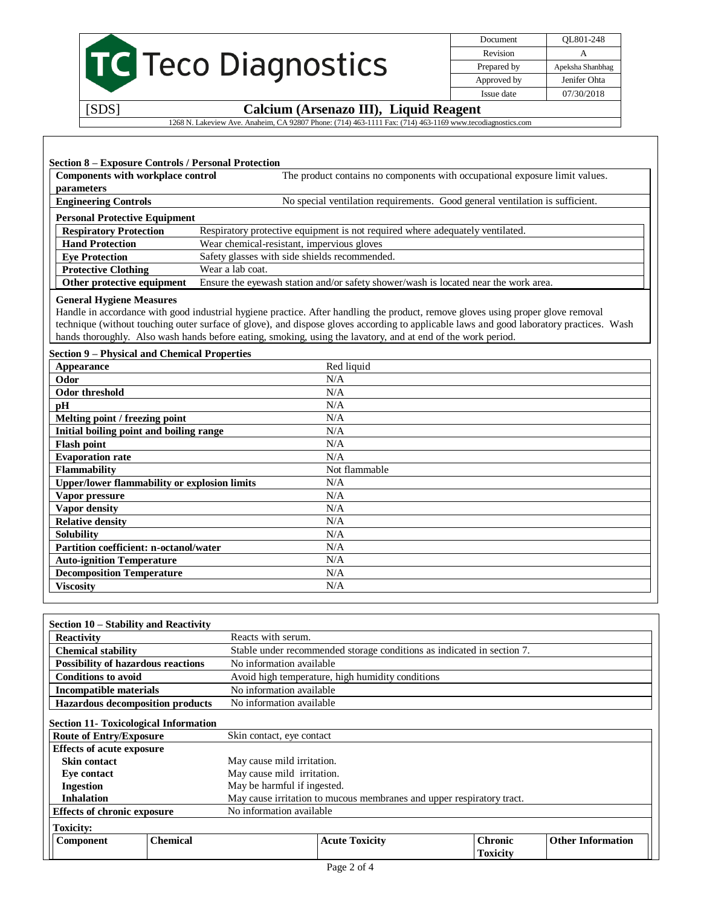## Section 8 – Exposure Controls / Personal Protection

| | |
|---|---|
| **Components with workplace control parameters** | The product contains no components with occupational exposure limit values. |
| **Engineering Controls** | No special ventilation requirements. Good general ventilation is sufficient. |

**Personal Protective Equipment**

| | |
|---|---|
| **Respiratory Protection** | Respiratory protective equipment is not required where adequately ventilated. |
| **Hand Protection** | Wear chemical-resistant, impervious gloves |
| **Eye Protection** | Safety glasses with side shields recommended. |
| **Protective Clothing** | Wear a lab coat. |
| **Other protective equipment** | Ensure the eyewash station and/or safety shower/wash is located near the work area. |

**General Hygiene Measures**

Handle in accordance with good industrial hygiene practice. After handling the product, remove gloves using proper glove removal technique (without touching outer surface of glove), and dispose gloves according to applicable laws and good laboratory practices. Wash hands thoroughly. Also wash hands before eating, smoking, using the lavatory, and at end of the work period.

## Section 9 – Physical and Chemical Properties

| | |
|---|---|
| **Appearance** | Red liquid |
| **Odor** | N/A |
| **Odor threshold** | N/A |
| **pH** | N/A |
| **Melting point / freezing point** | N/A |
| **Initial boiling point and boiling range** | N/A |
| **Flash point** | N/A |
| **Evaporation rate** | N/A |
| **Flammability** | Not flammable |
| **Upper/lower flammability or explosion limits** | N/A |
| **Vapor pressure** | N/A |
| **Vapor density** | N/A |
| **Relative density** | N/A |
| **Solubility** | N/A |
| **Partition coefficient: n-octanol/water** | N/A |
| **Auto-ignition Temperature** | N/A |
| **Decomposition Temperature** | N/A |
| **Viscosity** | N/A |

## Section 10 – Stability and Reactivity

| | |
|---|---|
| **Reactivity** | Reacts with serum. |
| **Chemical stability** | Stable under recommended storage conditions as indicated in section 7. |
| **Possibility of hazardous reactions** | No information available |
| **Conditions to avoid** | Avoid high temperature, high humidity conditions |
| **Incompatible materials** | No information available |
| **Hazardous decomposition products** | No information available |

## Section 11- Toxicological Information

| | |
|---|---|
| **Route of Entry/Exposure** | Skin contact, eye contact |
| **Effects of acute exposure** | |
| **Skin contact** | May cause mild irritation. |
| **Eye contact** | May cause mild irritation. |
| **Ingestion** | May be harmful if ingested. |
| **Inhalation** | May cause irritation to mucous membranes and upper respiratory tract. |
| **Effects of chronic exposure** | No information available |

**Toxicity:**

| Component | Chemical | Acute Toxicity | Chronic Toxicity | Other Information |
|---|---|---|---|---|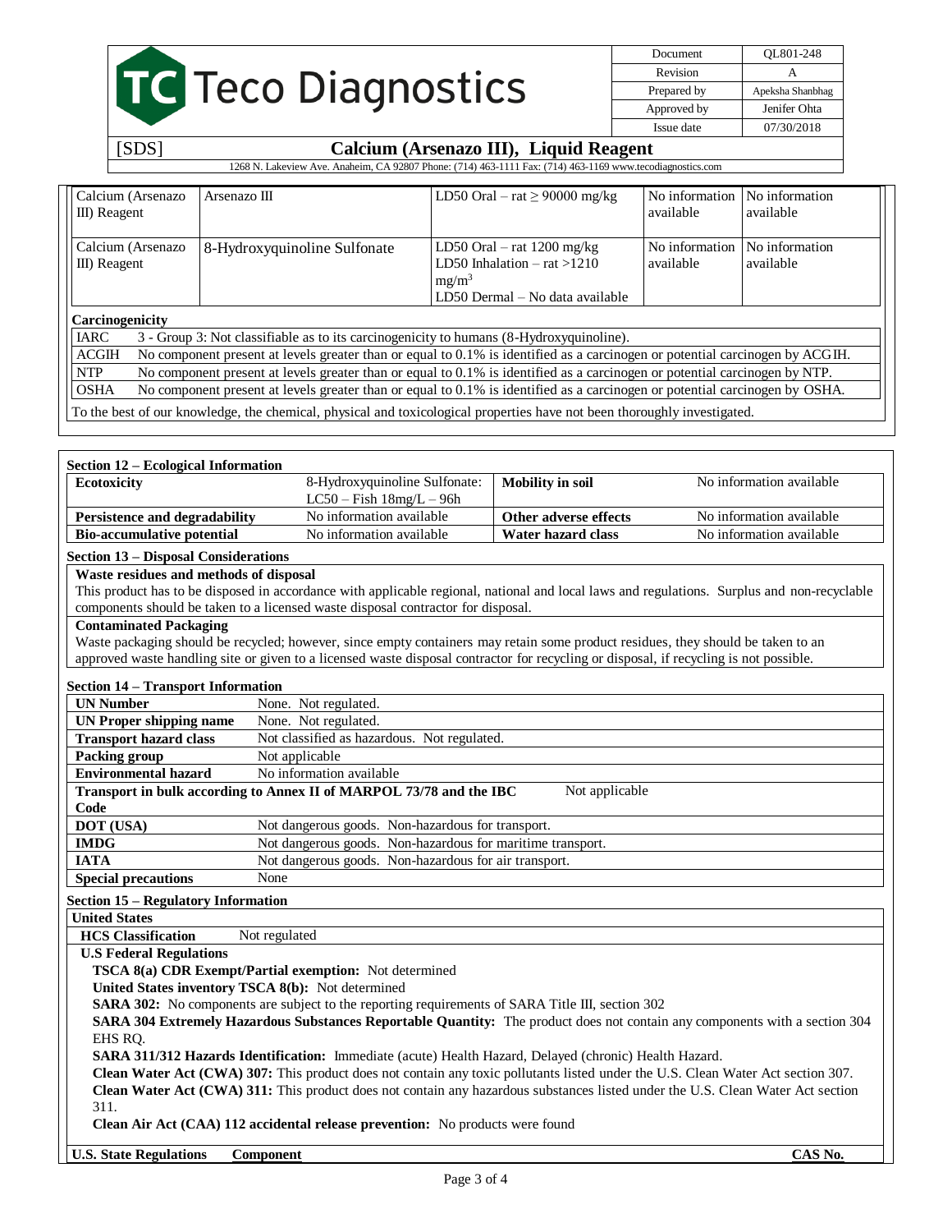| | | | | |
|---|---|---|---|---|
| Calcium (Arsenazo III) Reagent | Arsenazo III | LD50 Oral – rat ≥ 90000 mg/kg | No information available | No information available |
| Calcium (Arsenazo III) Reagent | 8-Hydroxyquinoline Sulfonate | LD50 Oral – rat 1200 mg/kg<br>LD50 Inhalation – rat >1210 $mg/m^3$<br>LD50 Dermal – No data available | No information available | No information available |

**Carcinogenicity**

| | |
|---|---|
| IARC | 3 - Group 3: Not classifiable as to its carcinogenicity to humans (8-Hydroxyquinoline). |
| ACGIH | No component present at levels greater than or equal to 0.1% is identified as a carcinogen or potential carcinogen by ACGIH. |
| NTP | No component present at levels greater than or equal to 0.1% is identified as a carcinogen or potential carcinogen by NTP. |
| OSHA | No component present at levels greater than or equal to 0.1% is identified as a carcinogen or potential carcinogen by OSHA. |

To the best of our knowledge, the chemical, physical and toxicological properties have not been thoroughly investigated.

## Section 12 – Ecological Information

| | | | |
|---|---|---|---|
| **Ecotoxicity** | 8-Hydroxyquinoline Sulfonate: LC50 – Fish 18mg/L – 96h | **Mobility in soil** | No information available |
| **Persistence and degradability** | No information available | **Other adverse effects** | No information available |
| **Bio-accumulative potential** | No information available | **Water hazard class** | No information available |

## Section 13 – Disposal Considerations

**Waste residues and methods of disposal**

This product has to be disposed in accordance with applicable regional, national and local laws and regulations. Surplus and non-recyclable components should be taken to a licensed waste disposal contractor for disposal.

**Contaminated Packaging**

Waste packaging should be recycled; however, since empty containers may retain some product residues, they should be taken to an approved waste handling site or given to a licensed waste disposal contractor for recycling or disposal, if recycling is not possible.

## Section 14 – Transport Information

| | |
|---|---|
| **UN Number** | None. Not regulated. |
| **UN Proper shipping name** | None. Not regulated. |
| **Transport hazard class** | Not classified as hazardous. Not regulated. |
| **Packing group** | Not applicable |
| **Environmental hazard** | No information available |
| **Transport in bulk according to Annex II of MARPOL 73/78 and the IBC Code** | Not applicable |
| **DOT (USA)** | Not dangerous goods. Non-hazardous for transport. |
| **IMDG** | Not dangerous goods. Non-hazardous for maritime transport. |
| **IATA** | Not dangerous goods. Non-hazardous for air transport. |
| **Special precautions** | None |

## Section 15 – Regulatory Information

**United States**

**HCS Classification** Not regulated

**U.S Federal Regulations**

**TSCA 8(a) CDR Exempt/Partial exemption:** Not determined

**United States inventory TSCA 8(b):** Not determined

**SARA 302:** No components are subject to the reporting requirements of SARA Title III, section 302

**SARA 304 Extremely Hazardous Substances Reportable Quantity:** The product does not contain any components with a section 304 EHS RQ.

**SARA 311/312 Hazards Identification:** Immediate (acute) Health Hazard, Delayed (chronic) Health Hazard.

**Clean Water Act (CWA) 307:** This product does not contain any toxic pollutants listed under the U.S. Clean Water Act section 307.

**Clean Water Act (CWA) 311:** This product does not contain any hazardous substances listed under the U.S. Clean Water Act section 311.

**Clean Air Act (CAA) 112 accidental release prevention:** No products were found

| **U.S. State Regulations** | **Component** | **CAS No.** |
|---|---|---|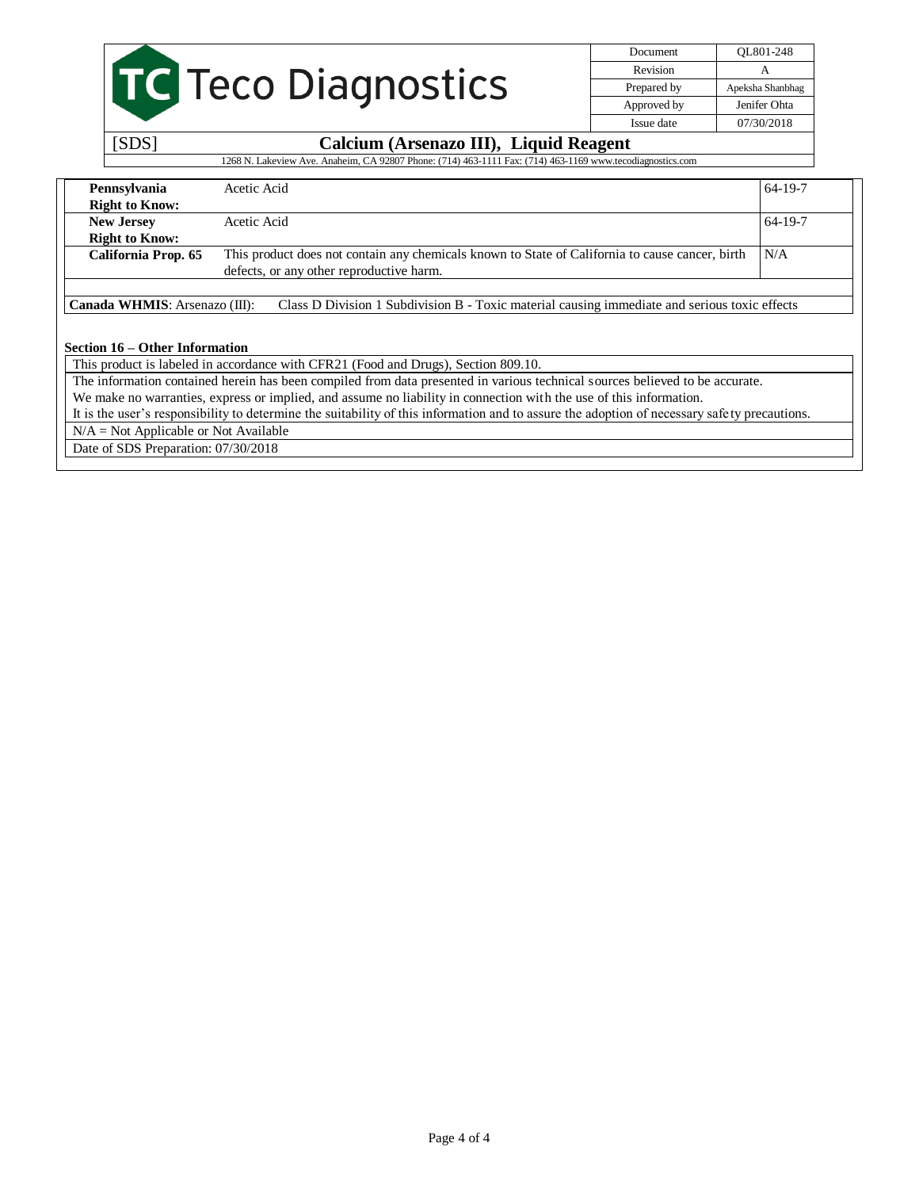| | | |
|---|---|---|
| **Pennsylvania Right to Know:** | Acetic Acid | 64-19-7 |
| **New Jersey Right to Know:** | Acetic Acid | 64-19-7 |
| **California Prop. 65** | This product does not contain any chemicals known to State of California to cause cancer, birth defects, or any other reproductive harm. | N/A |

**Canada WHMIS**: Arsenazo (III): Class D Division 1 Subdivision B - Toxic material causing immediate and serious toxic effects

**Section 16 – Other Information**

This product is labeled in accordance with CFR21 (Food and Drugs), Section 809.10.

The information contained herein has been compiled from data presented in various technical sources believed to be accurate.
We make no warranties, express or implied, and assume no liability in connection with the use of this information.
It is the user's responsibility to determine the suitability of this information and to assure the adoption of necessary safety precautions.

N/A = Not Applicable or Not Available

Date of SDS Preparation: 07/30/2018